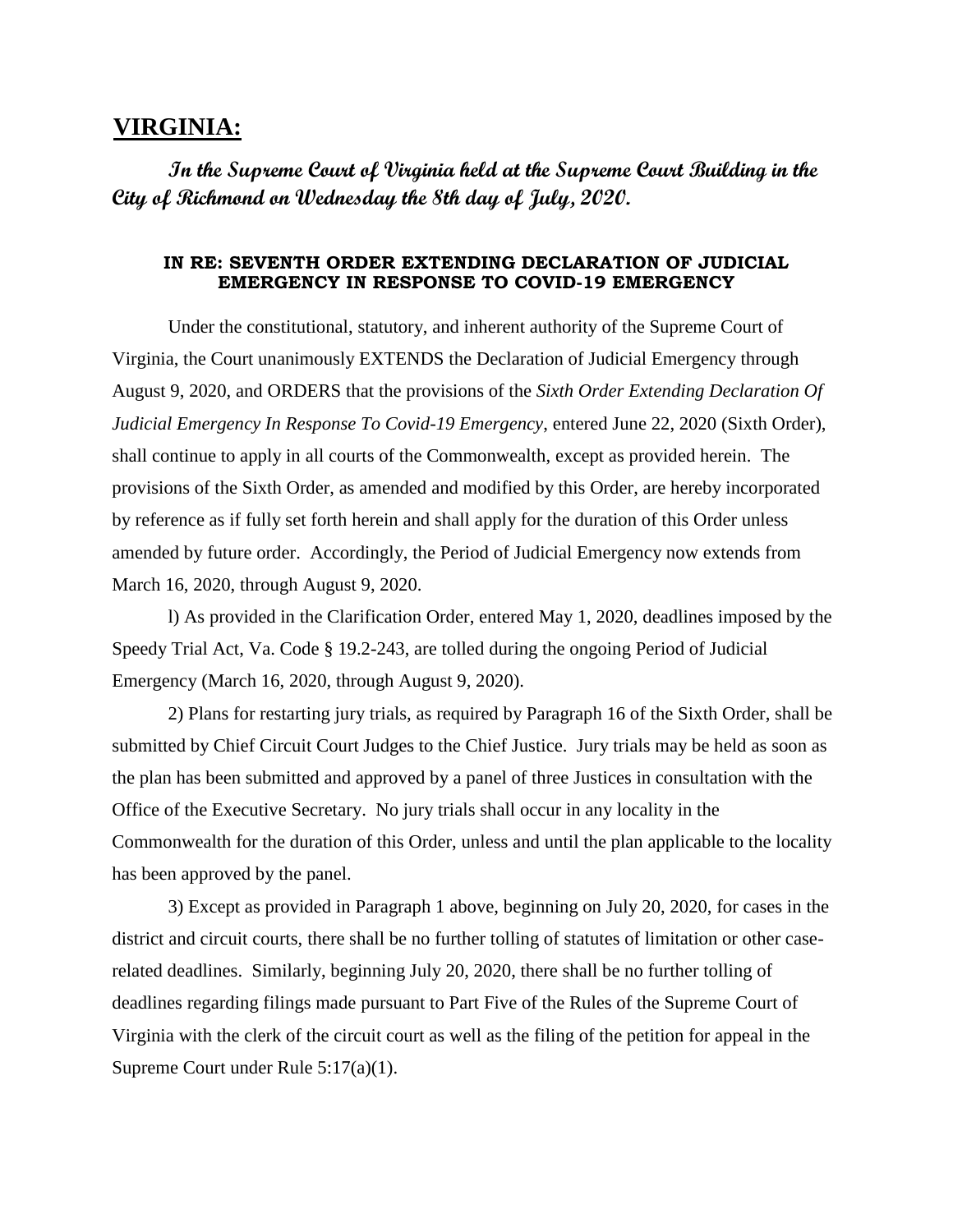# VIRGINIA:

***In the Supreme Court of Virginia held at the Supreme Court Building in the City of Richmond on Wednesday the 8th day of July, 2020.***

### IN RE: SEVENTH ORDER EXTENDING DECLARATION OF JUDICIAL EMERGENCY IN RESPONSE TO COVID-19 EMERGENCY

Under the constitutional, statutory, and inherent authority of the Supreme Court of Virginia, the Court unanimously EXTENDS the Declaration of Judicial Emergency through August 9, 2020, and ORDERS that the provisions of the *Sixth Order Extending Declaration Of Judicial Emergency In Response To Covid-19 Emergency*, entered June 22, 2020 (Sixth Order), shall continue to apply in all courts of the Commonwealth, except as provided herein. The provisions of the Sixth Order, as amended and modified by this Order, are hereby incorporated by reference as if fully set forth herein and shall apply for the duration of this Order unless amended by future order. Accordingly, the Period of Judicial Emergency now extends from March 16, 2020, through August 9, 2020.

l) As provided in the Clarification Order, entered May 1, 2020, deadlines imposed by the Speedy Trial Act, Va. Code § 19.2-243, are tolled during the ongoing Period of Judicial Emergency (March 16, 2020, through August 9, 2020).

2) Plans for restarting jury trials, as required by Paragraph 16 of the Sixth Order, shall be submitted by Chief Circuit Court Judges to the Chief Justice. Jury trials may be held as soon as the plan has been submitted and approved by a panel of three Justices in consultation with the Office of the Executive Secretary. No jury trials shall occur in any locality in the Commonwealth for the duration of this Order, unless and until the plan applicable to the locality has been approved by the panel.

3) Except as provided in Paragraph 1 above, beginning on July 20, 2020, for cases in the district and circuit courts, there shall be no further tolling of statutes of limitation or other case-related deadlines. Similarly, beginning July 20, 2020, there shall be no further tolling of deadlines regarding filings made pursuant to Part Five of the Rules of the Supreme Court of Virginia with the clerk of the circuit court as well as the filing of the petition for appeal in the Supreme Court under Rule 5:17(a)(1).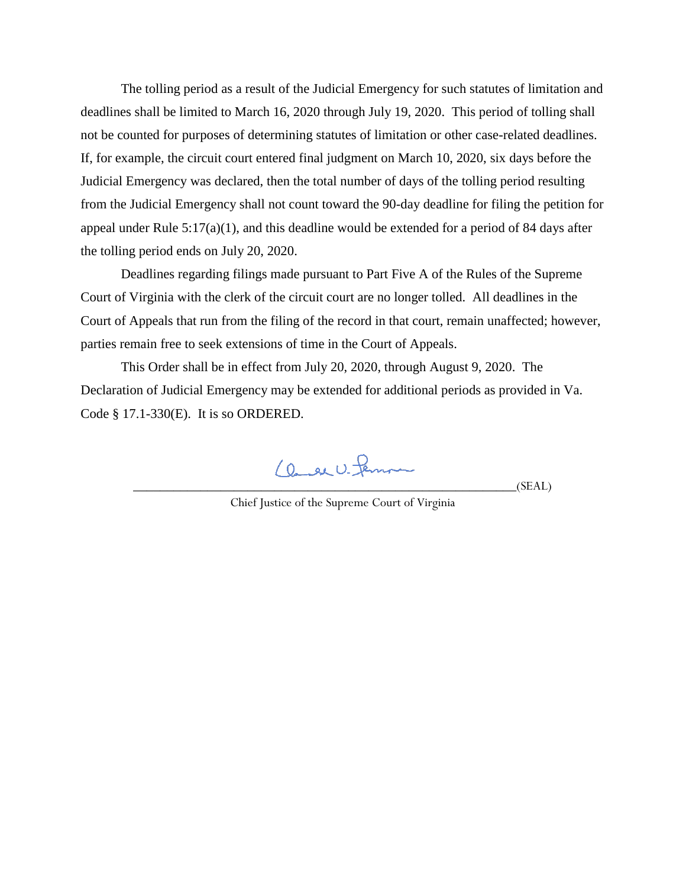The tolling period as a result of the Judicial Emergency for such statutes of limitation and deadlines shall be limited to March 16, 2020 through July 19, 2020. This period of tolling shall not be counted for purposes of determining statutes of limitation or other case-related deadlines. If, for example, the circuit court entered final judgment on March 10, 2020, six days before the Judicial Emergency was declared, then the total number of days of the tolling period resulting from the Judicial Emergency shall not count toward the 90-day deadline for filing the petition for appeal under Rule 5:17(a)(1), and this deadline would be extended for a period of 84 days after the tolling period ends on July 20, 2020.

Deadlines regarding filings made pursuant to Part Five A of the Rules of the Supreme Court of Virginia with the clerk of the circuit court are no longer tolled. All deadlines in the Court of Appeals that run from the filing of the record in that court, remain unaffected; however, parties remain free to seek extensions of time in the Court of Appeals.

This Order shall be in effect from July 20, 2020, through August 9, 2020. The Declaration of Judicial Emergency may be extended for additional periods as provided in Va. Code § 17.1-330(E). It is so ORDERED.

_______________________________________________(SEAL)

Chief Justice of the Supreme Court of Virginia